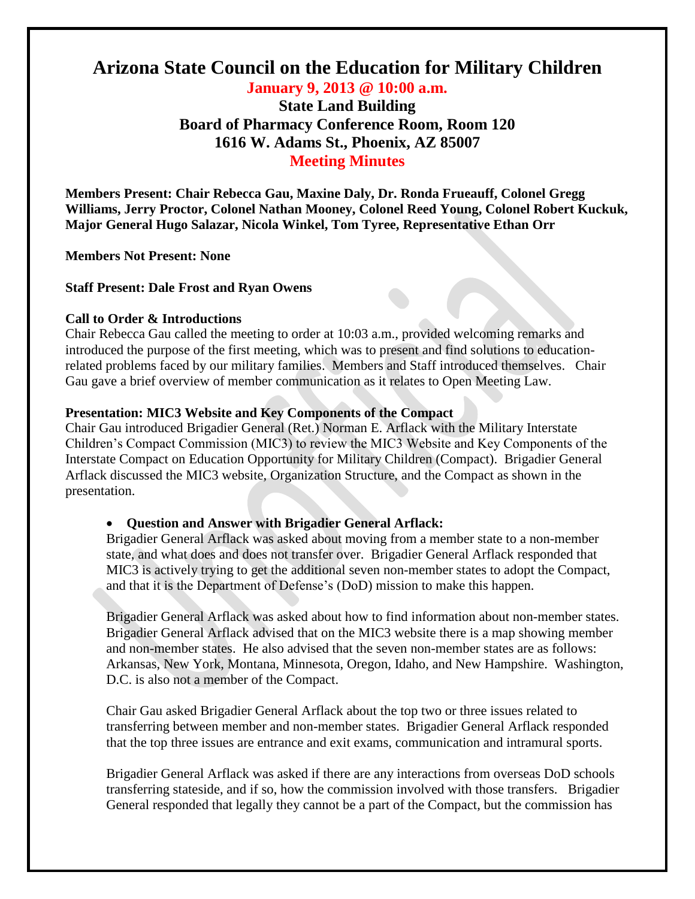# Arizona State Council on the Education for Military Children

## January 9, 2013 @ 10:00 a.m.

### State Land Building
### Board of Pharmacy Conference Room, Room 120
### 1616 W. Adams St., Phoenix, AZ 85007
### Meeting Minutes

**Members Present: Chair Rebecca Gau, Maxine Daly, Dr. Ronda Frueauff, Colonel Gregg Williams, Jerry Proctor, Colonel Nathan Mooney, Colonel Reed Young, Colonel Robert Kuckuk, Major General Hugo Salazar, Nicola Winkel, Tom Tyree, Representative Ethan Orr**

**Members Not Present: None**

**Staff Present: Dale Frost and Ryan Owens**

**Call to Order & Introductions**

Chair Rebecca Gau called the meeting to order at 10:03 a.m., provided welcoming remarks and introduced the purpose of the first meeting, which was to present and find solutions to education-related problems faced by our military families. Members and Staff introduced themselves. Chair Gau gave a brief overview of member communication as it relates to Open Meeting Law.

**Presentation: MIC3 Website and Key Components of the Compact**

Chair Gau introduced Brigadier General (Ret.) Norman E. Arflack with the Military Interstate Children's Compact Commission (MIC3) to review the MIC3 Website and Key Components of the Interstate Compact on Education Opportunity for Military Children (Compact). Brigadier General Arflack discussed the MIC3 website, Organization Structure, and the Compact as shown in the presentation.

- **Question and Answer with Brigadier General Arflack:**

  Brigadier General Arflack was asked about moving from a member state to a non-member state, and what does and does not transfer over. Brigadier General Arflack responded that MIC3 is actively trying to get the additional seven non-member states to adopt the Compact, and that it is the Department of Defense's (DoD) mission to make this happen.

  Brigadier General Arflack was asked about how to find information about non-member states. Brigadier General Arflack advised that on the MIC3 website there is a map showing member and non-member states. He also advised that the seven non-member states are as follows: Arkansas, New York, Montana, Minnesota, Oregon, Idaho, and New Hampshire. Washington, D.C. is also not a member of the Compact.

  Chair Gau asked Brigadier General Arflack about the top two or three issues related to transferring between member and non-member states. Brigadier General Arflack responded that the top three issues are entrance and exit exams, communication and intramural sports.

  Brigadier General Arflack was asked if there are any interactions from overseas DoD schools transferring stateside, and if so, how the commission involved with those transfers. Brigadier General responded that legally they cannot be a part of the Compact, but the commission has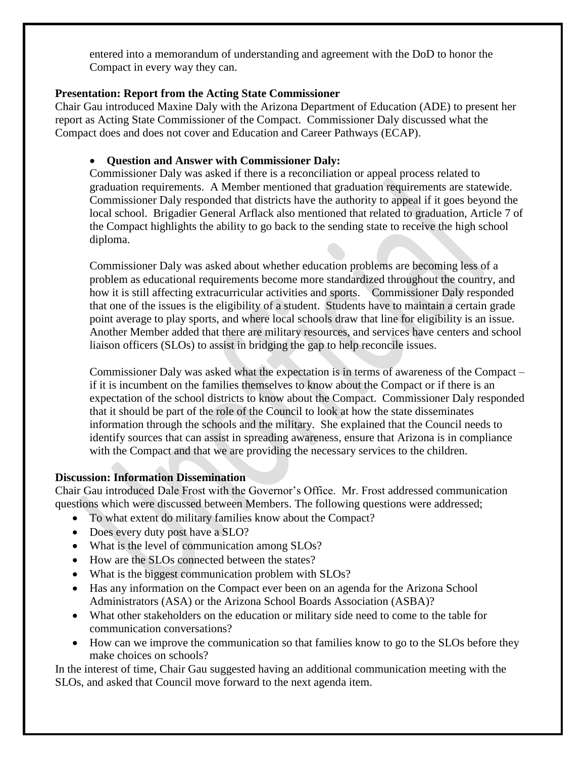entered into a memorandum of understanding and agreement with the DoD to honor the Compact in every way they can.

**Presentation: Report from the Acting State Commissioner**

Chair Gau introduced Maxine Daly with the Arizona Department of Education (ADE) to present her report as Acting State Commissioner of the Compact. Commissioner Daly discussed what the Compact does and does not cover and Education and Career Pathways (ECAP).

- **Question and Answer with Commissioner Daly:**

  Commissioner Daly was asked if there is a reconciliation or appeal process related to graduation requirements. A Member mentioned that graduation requirements are statewide. Commissioner Daly responded that districts have the authority to appeal if it goes beyond the local school. Brigadier General Arflack also mentioned that related to graduation, Article 7 of the Compact highlights the ability to go back to the sending state to receive the high school diploma.

  Commissioner Daly was asked about whether education problems are becoming less of a problem as educational requirements become more standardized throughout the country, and how it is still affecting extracurricular activities and sports. Commissioner Daly responded that one of the issues is the eligibility of a student. Students have to maintain a certain grade point average to play sports, and where local schools draw that line for eligibility is an issue. Another Member added that there are military resources, and services have centers and school liaison officers (SLOs) to assist in bridging the gap to help reconcile issues.

  Commissioner Daly was asked what the expectation is in terms of awareness of the Compact – if it is incumbent on the families themselves to know about the Compact or if there is an expectation of the school districts to know about the Compact. Commissioner Daly responded that it should be part of the role of the Council to look at how the state disseminates information through the schools and the military. She explained that the Council needs to identify sources that can assist in spreading awareness, ensure that Arizona is in compliance with the Compact and that we are providing the necessary services to the children.

**Discussion: Information Dissemination**

Chair Gau introduced Dale Frost with the Governor's Office. Mr. Frost addressed communication questions which were discussed between Members. The following questions were addressed;

- To what extent do military families know about the Compact?
- Does every duty post have a SLO?
- What is the level of communication among SLOs?
- How are the SLOs connected between the states?
- What is the biggest communication problem with SLOs?
- Has any information on the Compact ever been on an agenda for the Arizona School Administrators (ASA) or the Arizona School Boards Association (ASBA)?
- What other stakeholders on the education or military side need to come to the table for communication conversations?
- How can we improve the communication so that families know to go to the SLOs before they make choices on schools?

In the interest of time, Chair Gau suggested having an additional communication meeting with the SLOs, and asked that Council move forward to the next agenda item.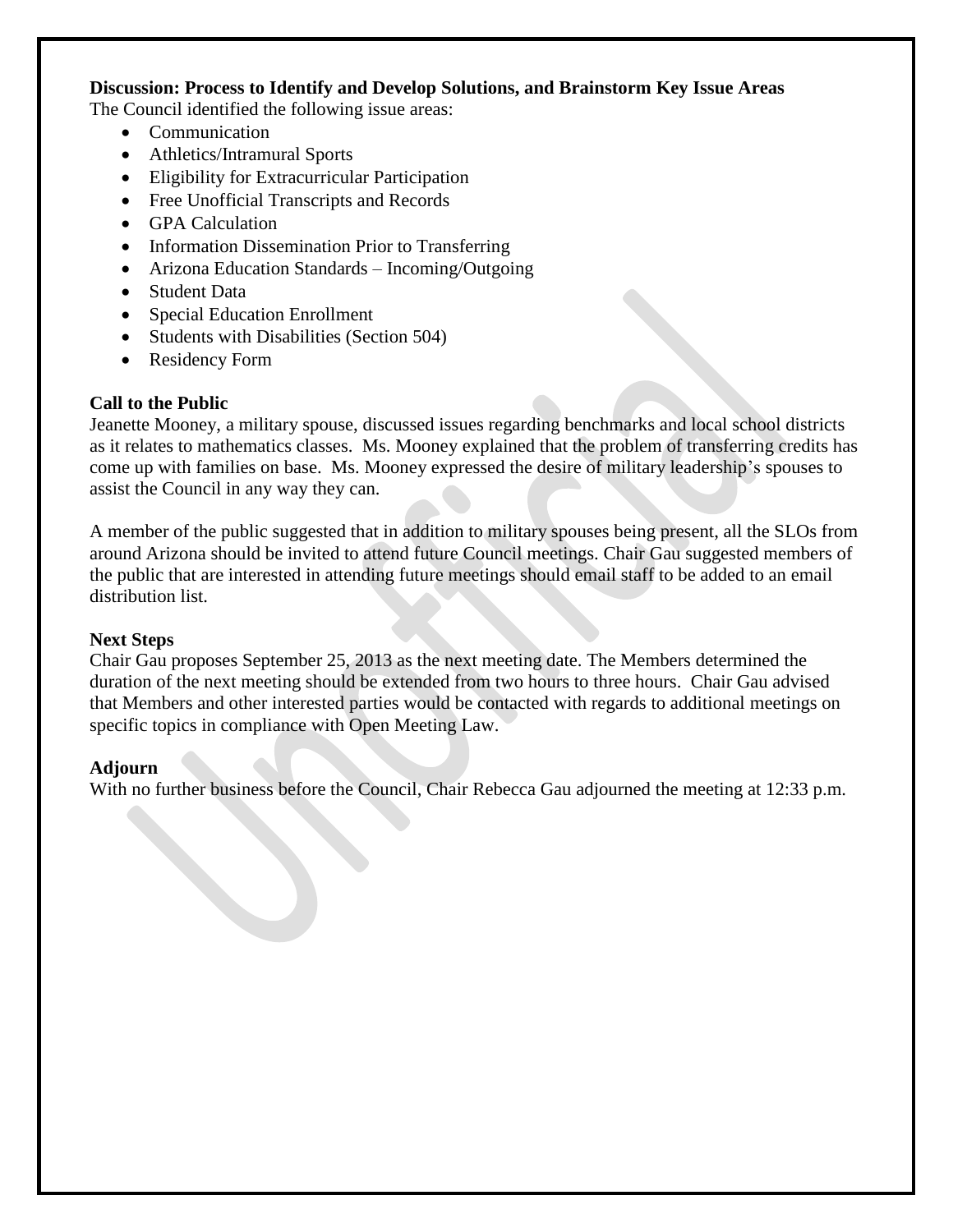**Discussion: Process to Identify and Develop Solutions, and Brainstorm Key Issue Areas**

The Council identified the following issue areas:

- Communication
- Athletics/Intramural Sports
- Eligibility for Extracurricular Participation
- Free Unofficial Transcripts and Records
- GPA Calculation
- Information Dissemination Prior to Transferring
- Arizona Education Standards – Incoming/Outgoing
- Student Data
- Special Education Enrollment
- Students with Disabilities (Section 504)
- Residency Form

**Call to the Public**

Jeanette Mooney, a military spouse, discussed issues regarding benchmarks and local school districts as it relates to mathematics classes. Ms. Mooney explained that the problem of transferring credits has come up with families on base. Ms. Mooney expressed the desire of military leadership's spouses to assist the Council in any way they can.

A member of the public suggested that in addition to military spouses being present, all the SLOs from around Arizona should be invited to attend future Council meetings. Chair Gau suggested members of the public that are interested in attending future meetings should email staff to be added to an email distribution list.

**Next Steps**

Chair Gau proposes September 25, 2013 as the next meeting date. The Members determined the duration of the next meeting should be extended from two hours to three hours. Chair Gau advised that Members and other interested parties would be contacted with regards to additional meetings on specific topics in compliance with Open Meeting Law.

**Adjourn**

With no further business before the Council, Chair Rebecca Gau adjourned the meeting at 12:33 p.m.